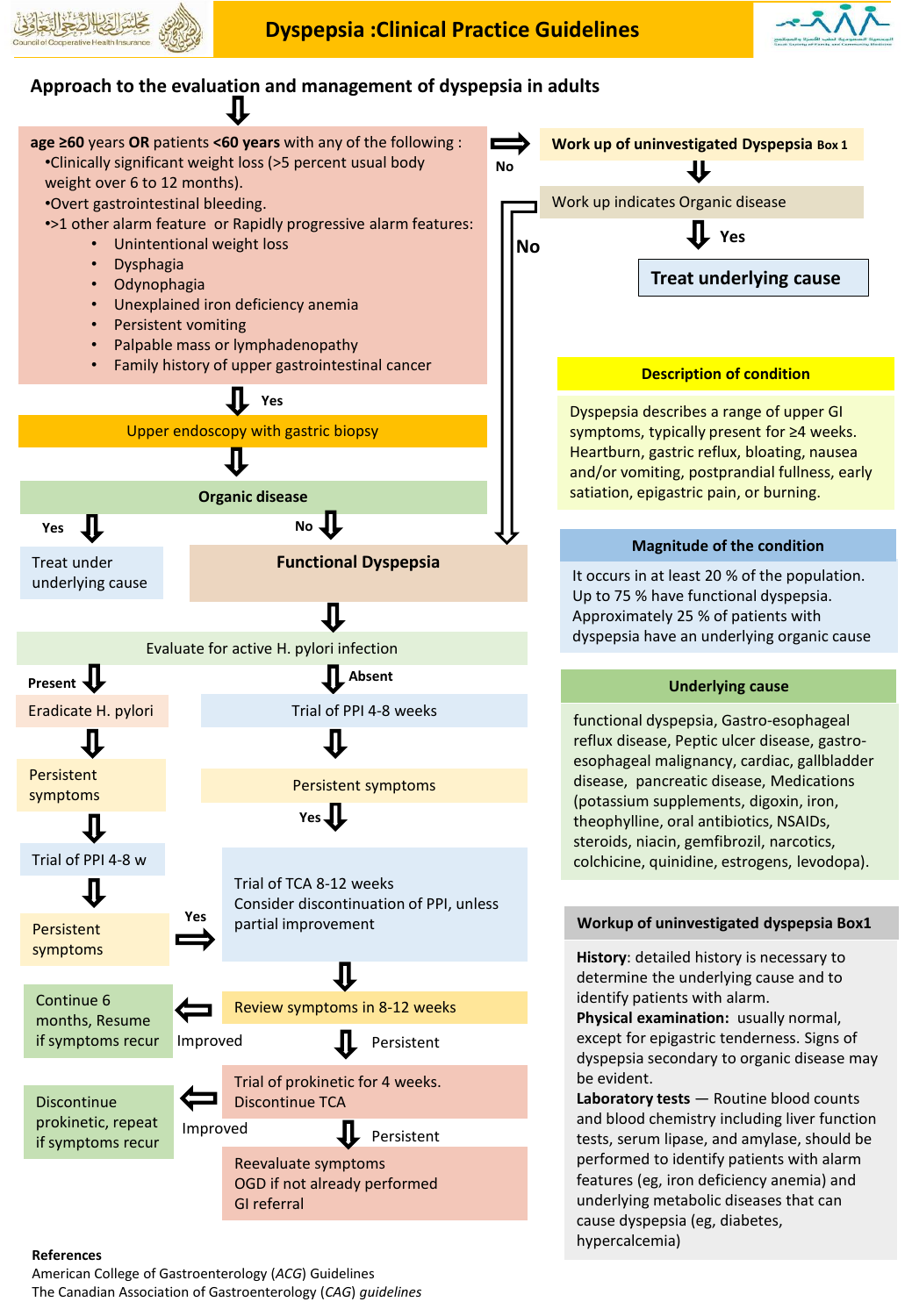# Dyspepsia :Clinical Practice Guidelines

## Approach to the evaluation and management of dyspepsia in adults

**age ≥60** years **OR** patients **<60 years** with any of the following :

- Clinically significant weight loss (>5 percent usual body weight over 6 to 12 months).
- Overt gastrointestinal bleeding.
- >1 other alarm feature or Rapidly progressive alarm features:
  - Unintentional weight loss
  - Dysphagia
  - Odynophagia
  - Unexplained iron deficiency anemia
  - Persistent vomiting
  - Palpable mass or lymphadenopathy
  - Family history of upper gastrointestinal cancer

**No** → Work up of uninvestigated Dyspepsia Box 1 → Work up indicates Organic disease
- **Yes** → **Treat underlying cause**
- **No** → Functional Dyspepsia

**Yes** → Upper endoscopy with gastric biopsy → **Organic disease**
- **Yes** → Treat under underlying cause
- **No** → **Functional Dyspepsia**

**Functional Dyspepsia** → Evaluate for active H. pylori infection

- **Present** → Eradicate H. pylori → Persistent symptoms → Trial of PPI 4-8 w → Persistent symptoms → **Yes** → Trial of TCA 8-12 weeks
- **Absent** → Trial of PPI 4-8 weeks → Persistent symptoms → **Yes** → Trial of TCA 8-12 weeks

Trial of TCA 8-12 weeks. Consider discontinuation of PPI, unless partial improvement → Review symptoms in 8-12 weeks
- Improved → Continue 6 months, Resume if symptoms recur
- Persistent → Trial of prokinetic for 4 weeks. Discontinue TCA
  - Improved → Discontinue prokinetic, repeat if symptoms recur
  - Persistent → Reevaluate symptoms. OGD if not already performed. GI referral

### Description of condition

Dyspepsia describes a range of upper GI symptoms, typically present for ≥4 weeks. Heartburn, gastric reflux, bloating, nausea and/or vomiting, postprandial fullness, early satiation, epigastric pain, or burning.

### Magnitude of the condition

It occurs in at least 20 % of the population. Up to 75 % have functional dyspepsia. Approximately 25 % of patients with dyspepsia have an underlying organic cause

### Underlying cause

functional dyspepsia, Gastro-esophageal reflux disease, Peptic ulcer disease, gastro-esophageal malignancy, cardiac, gallbladder disease, pancreatic disease, Medications (potassium supplements, digoxin, iron, theophylline, oral antibiotics, NSAIDs, steroids, niacin, gemfibrozil, narcotics, colchicine, quinidine, estrogens, levodopa).

### Workup of uninvestigated dyspepsia Box1

**History**: detailed history is necessary to determine the underlying cause and to identify patients with alarm.

**Physical examination:** usually normal, except for epigastric tenderness. Signs of dyspepsia secondary to organic disease may be evident.

**Laboratory tests** — Routine blood counts and blood chemistry including liver function tests, serum lipase, and amylase, should be performed to identify patients with alarm features (eg, iron deficiency anemia) and underlying metabolic diseases that can cause dyspepsia (eg, diabetes, hypercalcemia)

**References**

American College of Gastroenterology (*ACG*) Guidelines

The Canadian Association of Gastroenterology (*CAG*) *guidelines*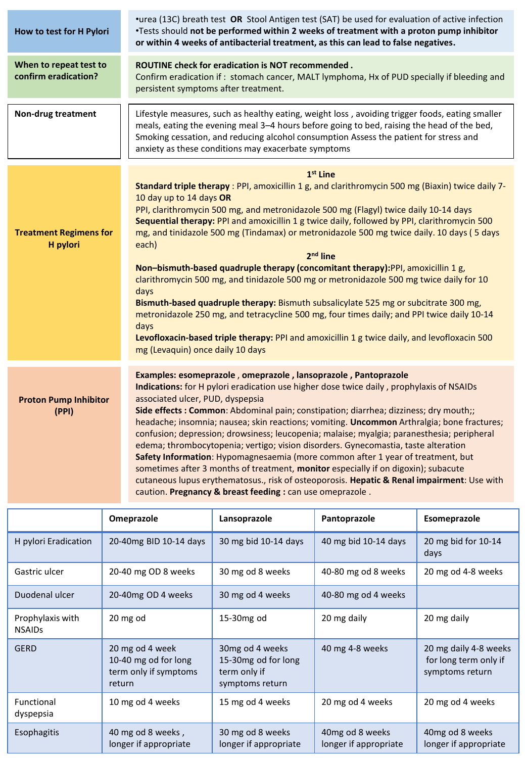| | |
|---|---|
| **How to test for H Pylori** | •urea (13C) breath test **OR** Stool Antigen test (SAT) be used for evaluation of active infection<br>•Tests should **not be performed within 2 weeks of treatment with a proton pump inhibitor or within 4 weeks of antibacterial treatment, as this can lead to false negatives.** |
| **When to repeat test to confirm eradication?** | **ROUTINE check for eradication is NOT recommended .**<br>Confirm eradication if : stomach cancer, MALT lymphoma, Hx of PUD specially if bleeding and persistent symptoms after treatment. |
| **Non-drug treatment** | Lifestyle measures, such as healthy eating, weight loss , avoiding trigger foods, eating smaller meals, eating the evening meal 3–4 hours before going to bed, raising the head of the bed, Smoking cessation, and reducing alcohol consumption Assess the patient for stress and anxiety as these conditions may exacerbate symptoms |
| **Treatment Regimens for H pylori** | **1st Line**<br>**Standard triple therapy** : PPI, amoxicillin 1 g, and clarithromycin 500 mg (Biaxin) twice daily 7-10 day up to 14 days **OR**<br>PPI, clarithromycin 500 mg, and metronidazole 500 mg (Flagyl) twice daily 10-14 days<br>**Sequential therapy:** PPI and amoxicillin 1 g twice daily, followed by PPI, clarithromycin 500 mg, and tinidazole 500 mg (Tindamax) or metronidazole 500 mg twice daily. 10 days ( 5 days each)<br>**2nd line**<br>**Non–bismuth-based quadruple therapy (concomitant therapy):**PPI, amoxicillin 1 g, clarithromycin 500 mg, and tinidazole 500 mg or metronidazole 500 mg twice daily for 10 days<br>**Bismuth-based quadruple therapy:** Bismuth subsalicylate 525 mg or subcitrate 300 mg, metronidazole 250 mg, and tetracycline 500 mg, four times daily; and PPI twice daily 10-14 days<br>**Levofloxacin-based triple therapy:** PPI and amoxicillin 1 g twice daily, and levofloxacin 500 mg (Levaquin) once daily 10 days |
| **Proton Pump Inhibitor (PPI)** | **Examples: esomeprazole , omeprazole , lansoprazole , Pantoprazole**<br>**Indications:** for H pylori eradication use higher dose twice daily , prophylaxis of NSAIDs associated ulcer, PUD, dyspepsia<br>**Side effects : Common**: Abdominal pain; constipation; diarrhea; dizziness; dry mouth;; headache; insomnia; nausea; skin reactions; vomiting. **Uncommon** Arthralgia; bone fractures; confusion; depression; drowsiness; leucopenia; malaise; myalgia; paranesthesia; peripheral edema; thrombocytopenia; vertigo; vision disorders. Gynecomastia, taste alteration<br>**Safety Information**: Hypomagnesaemia (more common after 1 year of treatment, but sometimes after 3 months of treatment, **monitor** especially if on digoxin); subacute cutaneous lupus erythematosus., risk of osteoporosis. **Hepatic & Renal impairment**: Use with caution. **Pregnancy & breast feeding :** can use omeprazole . |

| | **Omeprazole** | **Lansoprazole** | **Pantoprazole** | **Esomeprazole** |
|---|---|---|---|---|
| H pylori Eradication | 20-40mg BID 10-14 days | 30 mg bid 10-14 days | 40 mg bid 10-14 days | 20 mg bid for 10-14 days |
| Gastric ulcer | 20-40 mg OD 8 weeks | 30 mg od 8 weeks | 40-80 mg od 8 weeks | 20 mg od 4-8 weeks |
| Duodenal ulcer | 20-40mg OD 4 weeks | 30 mg od 4 weeks | 40-80 mg od 4 weeks | |
| Prophylaxis with NSAIDs | 20 mg od | 15-30mg od | 20 mg daily | 20 mg daily |
| GERD | 20 mg od 4 week<br>10-40 mg od for long term only if symptoms return | 30mg od 4 weeks<br>15-30mg od for long term only if symptoms return | 40 mg 4-8 weeks | 20 mg daily 4-8 weeks<br>for long term only if symptoms return |
| Functional dyspepsia | 10 mg od 4 weeks | 15 mg od 4 weeks | 20 mg od 4 weeks | 20 mg od 4 weeks |
| Esophagitis | 40 mg od 8 weeks , longer if appropriate | 30 mg od 8 weeks longer if appropriate | 40mg od 8 weeks longer if appropriate | 40mg od 8 weeks longer if appropriate |